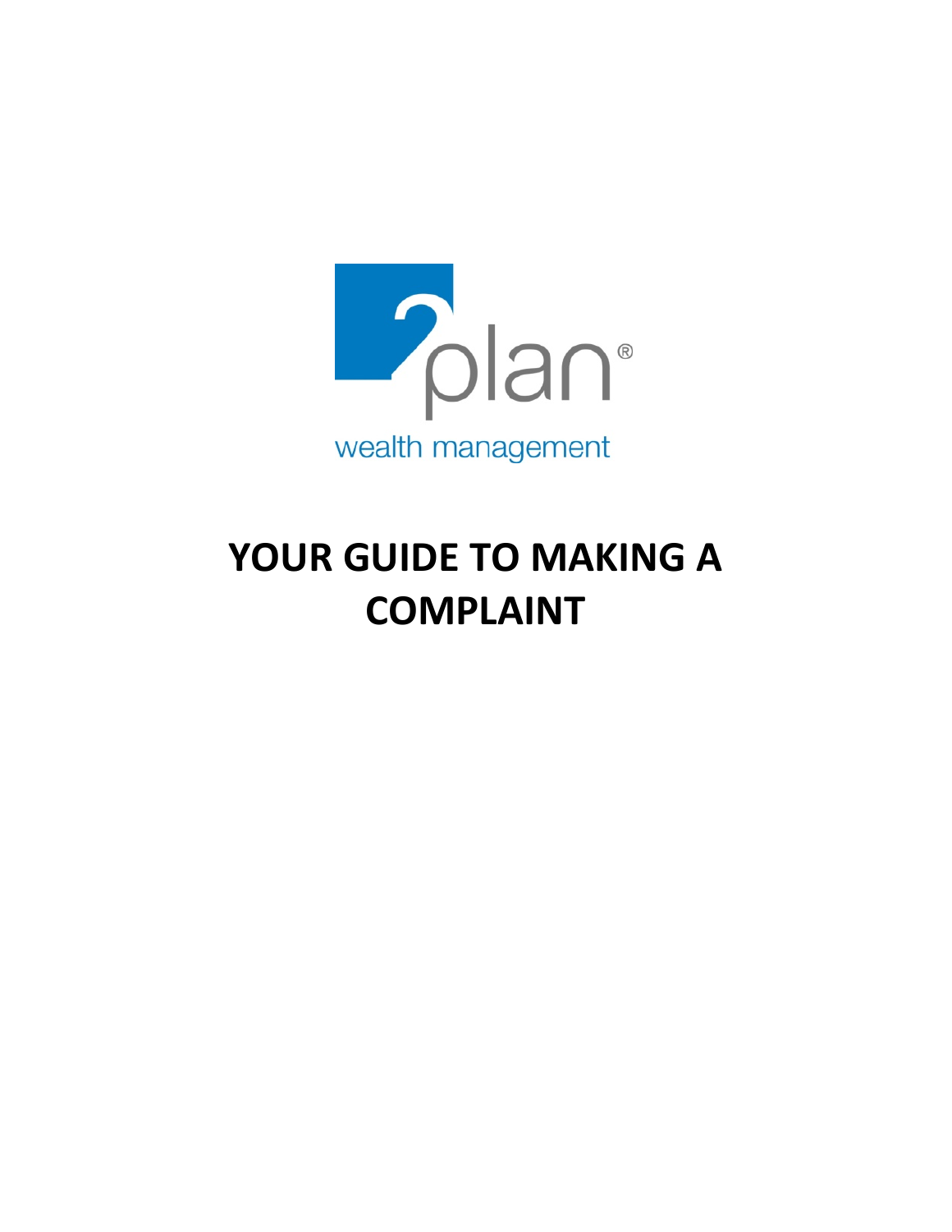2plan®

wealth management

# YOUR GUIDE TO MAKING A COMPLAINT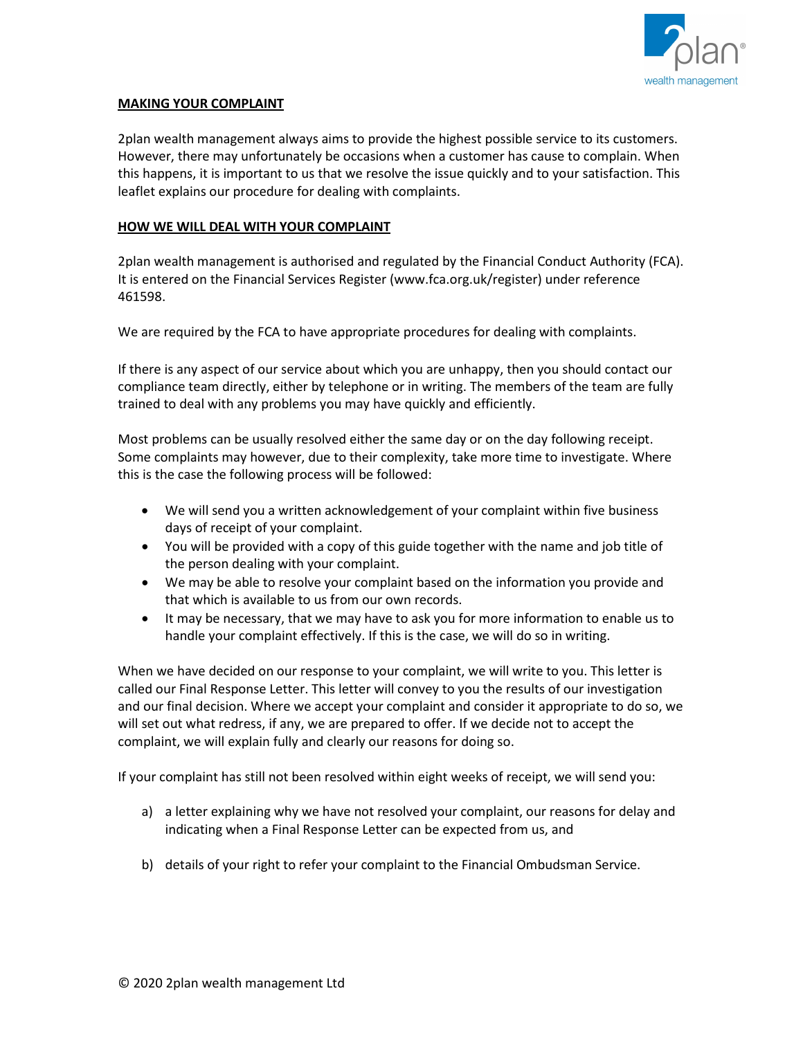## MAKING YOUR COMPLAINT

2plan wealth management always aims to provide the highest possible service to its customers. However, there may unfortunately be occasions when a customer has cause to complain. When this happens, it is important to us that we resolve the issue quickly and to your satisfaction. This leaflet explains our procedure for dealing with complaints.

## HOW WE WILL DEAL WITH YOUR COMPLAINT

2plan wealth management is authorised and regulated by the Financial Conduct Authority (FCA). It is entered on the Financial Services Register (www.fca.org.uk/register) under reference 461598.

We are required by the FCA to have appropriate procedures for dealing with complaints.

If there is any aspect of our service about which you are unhappy, then you should contact our compliance team directly, either by telephone or in writing. The members of the team are fully trained to deal with any problems you may have quickly and efficiently.

Most problems can be usually resolved either the same day or on the day following receipt. Some complaints may however, due to their complexity, take more time to investigate. Where this is the case the following process will be followed:

- We will send you a written acknowledgement of your complaint within five business days of receipt of your complaint.
- You will be provided with a copy of this guide together with the name and job title of the person dealing with your complaint.
- We may be able to resolve your complaint based on the information you provide and that which is available to us from our own records.
- It may be necessary, that we may have to ask you for more information to enable us to handle your complaint effectively. If this is the case, we will do so in writing.

When we have decided on our response to your complaint, we will write to you. This letter is called our Final Response Letter. This letter will convey to you the results of our investigation and our final decision. Where we accept your complaint and consider it appropriate to do so, we will set out what redress, if any, we are prepared to offer. If we decide not to accept the complaint, we will explain fully and clearly our reasons for doing so.

If your complaint has still not been resolved within eight weeks of receipt, we will send you:

a) a letter explaining why we have not resolved your complaint, our reasons for delay and indicating when a Final Response Letter can be expected from us, and

b) details of your right to refer your complaint to the Financial Ombudsman Service.

© 2020 2plan wealth management Ltd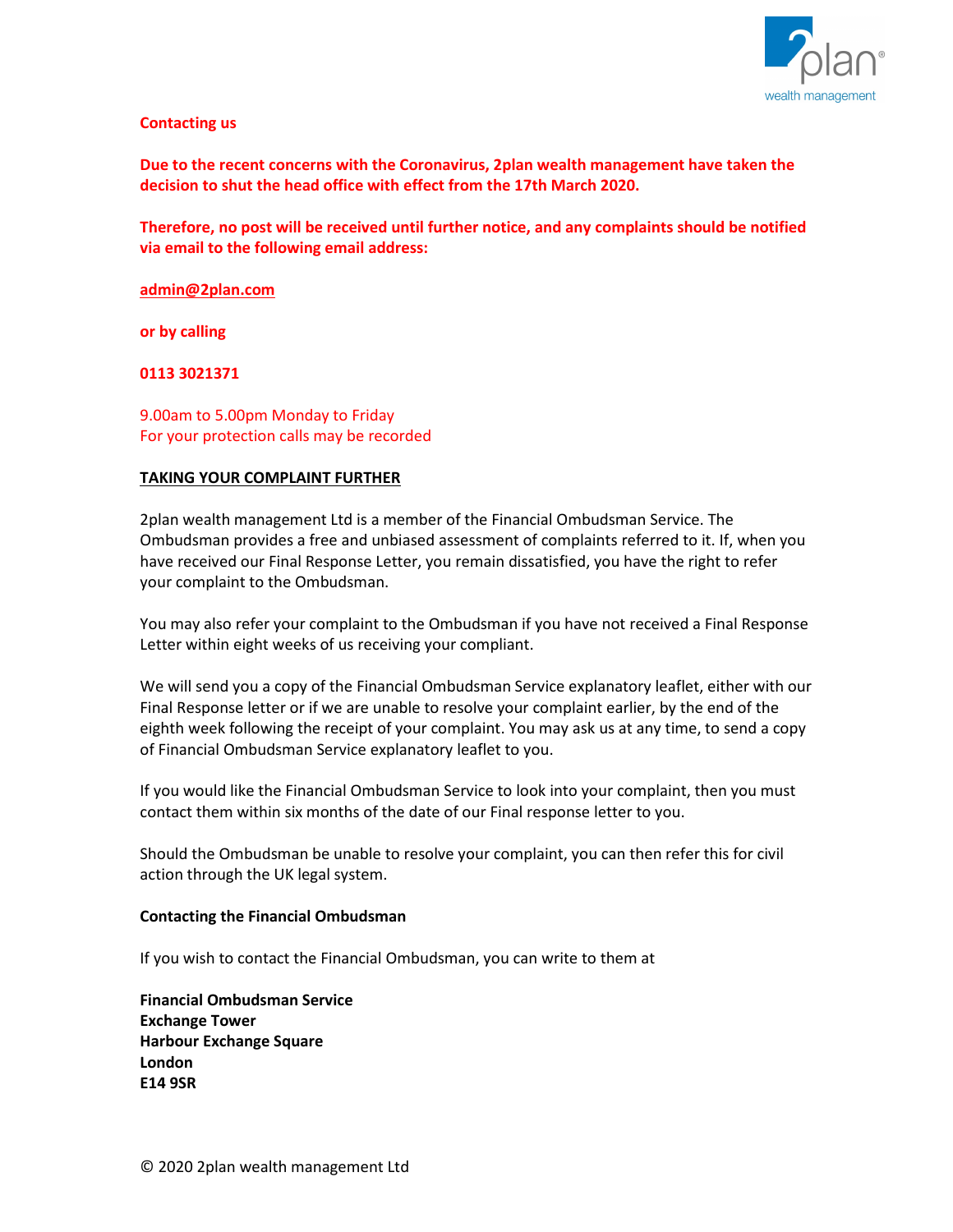**Contacting us**

**Due to the recent concerns with the Coronavirus, 2plan wealth management have taken the decision to shut the head office with effect from the 17th March 2020.**

**Therefore, no post will be received until further notice, and any complaints should be notified via email to the following email address:**

**admin@2plan.com**

**or by calling**

**0113 3021371**

9.00am to 5.00pm Monday to Friday
For your protection calls may be recorded

## TAKING YOUR COMPLAINT FURTHER

2plan wealth management Ltd is a member of the Financial Ombudsman Service. The Ombudsman provides a free and unbiased assessment of complaints referred to it. If, when you have received our Final Response Letter, you remain dissatisfied, you have the right to refer your complaint to the Ombudsman.

You may also refer your complaint to the Ombudsman if you have not received a Final Response Letter within eight weeks of us receiving your compliant.

We will send you a copy of the Financial Ombudsman Service explanatory leaflet, either with our Final Response letter or if we are unable to resolve your complaint earlier, by the end of the eighth week following the receipt of your complaint. You may ask us at any time, to send a copy of Financial Ombudsman Service explanatory leaflet to you.

If you would like the Financial Ombudsman Service to look into your complaint, then you must contact them within six months of the date of our Final response letter to you.

Should the Ombudsman be unable to resolve your complaint, you can then refer this for civil action through the UK legal system.

### Contacting the Financial Ombudsman

If you wish to contact the Financial Ombudsman, you can write to them at

**Financial Ombudsman Service**
**Exchange Tower**
**Harbour Exchange Square**
**London**
**E14 9SR**

© 2020 2plan wealth management Ltd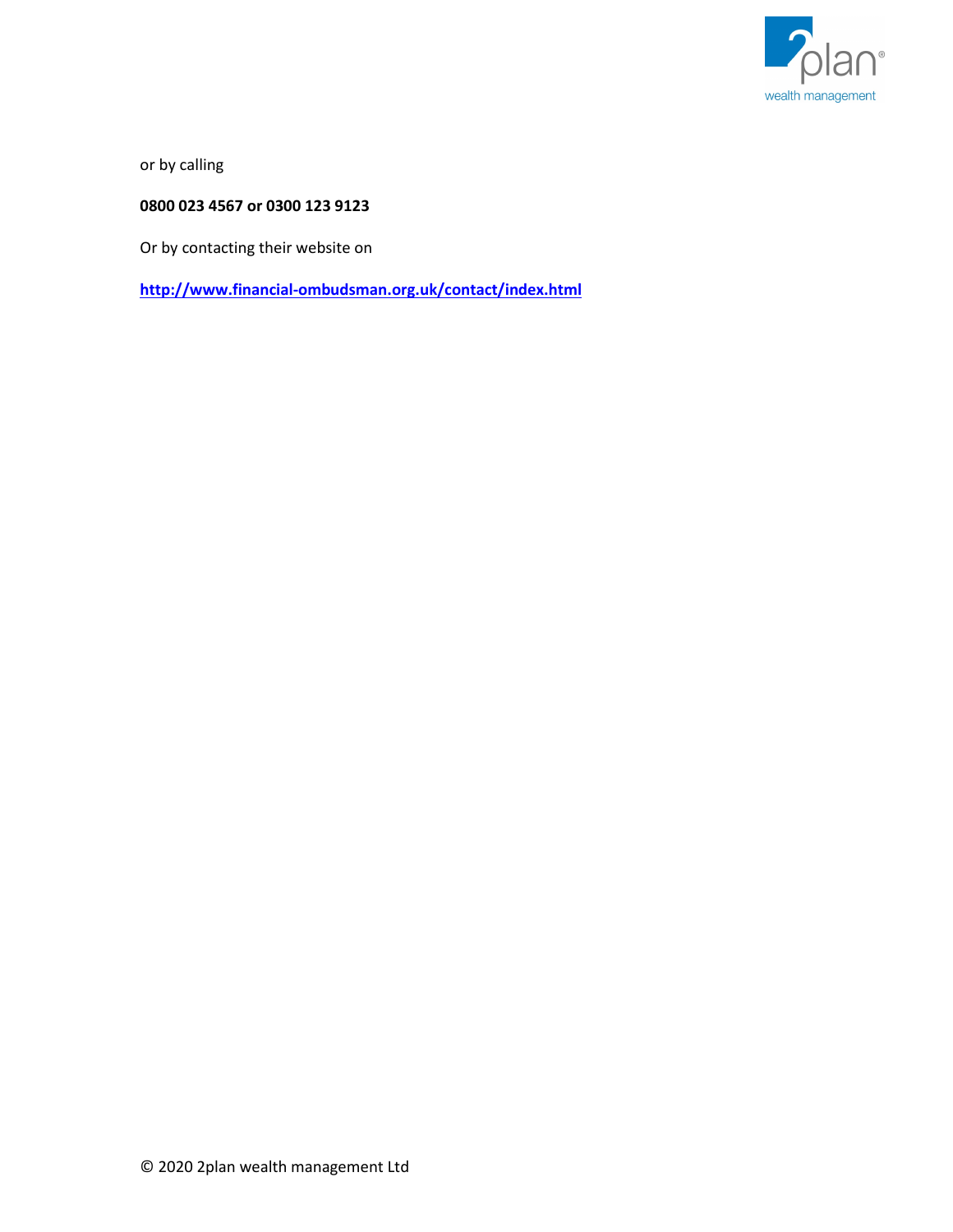or by calling

**0800 023 4567 or 0300 123 9123**

Or by contacting their website on

**http://www.financial-ombudsman.org.uk/contact/index.html**

© 2020 2plan wealth management Ltd